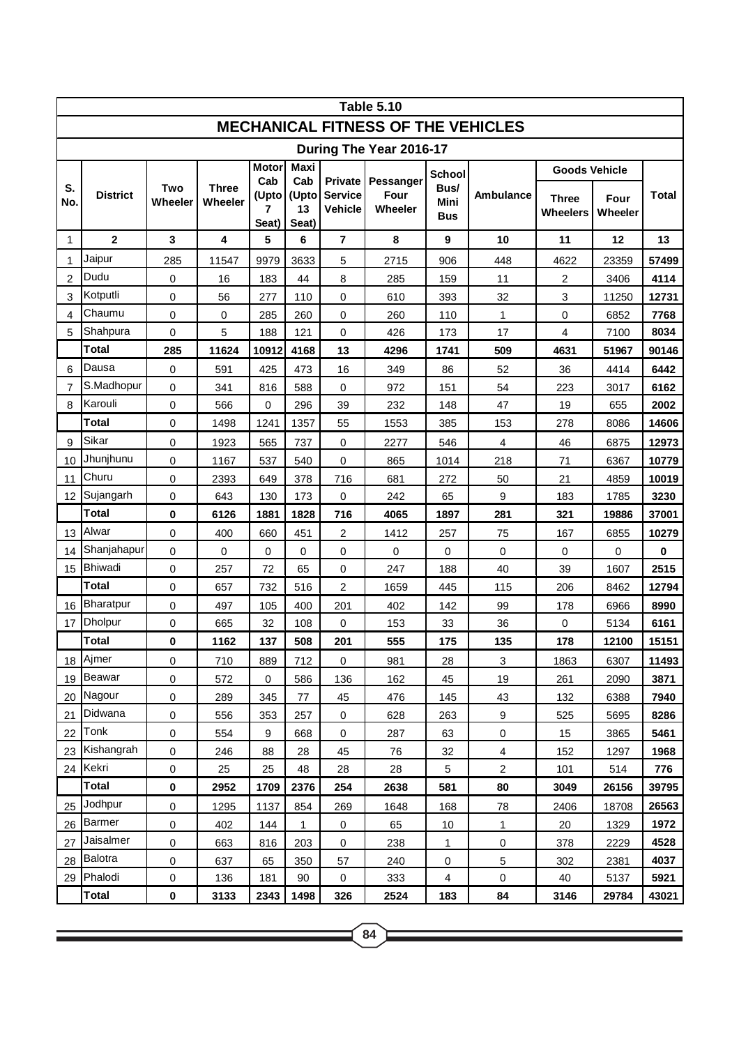## Table 5.10

# MECHANICAL FITNESS OF THE VEHICLES

### During The Year 2016-17

| S. No. | District | Two Wheeler | Three Wheeler | Motor Cab (Upto 7 Seat) | Maxi Cab (Upto 13 Seat) | Private Service Vehicle | Pessanger Four Wheeler | School Bus/ Mini Bus | Ambulance | Goods Vehicle | | Total |
|---|---|---|---|---|---|---|---|---|---|---|---|---|
| | | | | | | | | | | Three Wheelers | Four Wheeler | |
| 1 | 2 | 3 | 4 | 5 | 6 | 7 | 8 | 9 | 10 | 11 | 12 | 13 |
| 1 | Jaipur | 285 | 11547 | 9979 | 3633 | 5 | 2715 | 906 | 448 | 4622 | 23359 | **57499** |
| 2 | Dudu | 0 | 16 | 183 | 44 | 8 | 285 | 159 | 11 | 2 | 3406 | **4114** |
| 3 | Kotputli | 0 | 56 | 277 | 110 | 0 | 610 | 393 | 32 | 3 | 11250 | **12731** |
| 4 | Chaumu | 0 | 0 | 285 | 260 | 0 | 260 | 110 | 1 | 0 | 6852 | **7768** |
| 5 | Shahpura | 0 | 5 | 188 | 121 | 0 | 426 | 173 | 17 | 4 | 7100 | **8034** |
| | **Total** | **285** | **11624** | **10912** | **4168** | **13** | **4296** | **1741** | **509** | **4631** | **51967** | **90146** |
| 6 | Dausa | 0 | 591 | 425 | 473 | 16 | 349 | 86 | 52 | 36 | 4414 | **6442** |
| 7 | S.Madhopur | 0 | 341 | 816 | 588 | 0 | 972 | 151 | 54 | 223 | 3017 | **6162** |
| 8 | Karouli | 0 | 566 | 0 | 296 | 39 | 232 | 148 | 47 | 19 | 655 | **2002** |
| | **Total** | 0 | 1498 | 1241 | 1357 | 55 | 1553 | 385 | 153 | 278 | 8086 | **14606** |
| 9 | Sikar | 0 | 1923 | 565 | 737 | 0 | 2277 | 546 | 4 | 46 | 6875 | **12973** |
| 10 | Jhunjhunu | 0 | 1167 | 537 | 540 | 0 | 865 | 1014 | 218 | 71 | 6367 | **10779** |
| 11 | Churu | 0 | 2393 | 649 | 378 | 716 | 681 | 272 | 50 | 21 | 4859 | **10019** |
| 12 | Sujangarh | 0 | 643 | 130 | 173 | 0 | 242 | 65 | 9 | 183 | 1785 | **3230** |
| | **Total** | **0** | **6126** | **1881** | **1828** | **716** | **4065** | **1897** | **281** | **321** | **19886** | **37001** |
| 13 | Alwar | 0 | 400 | 660 | 451 | 2 | 1412 | 257 | 75 | 167 | 6855 | **10279** |
| 14 | Shanjahapur | 0 | 0 | 0 | 0 | 0 | 0 | 0 | 0 | 0 | 0 | **0** |
| 15 | Bhiwadi | 0 | 257 | 72 | 65 | 0 | 247 | 188 | 40 | 39 | 1607 | **2515** |
| | **Total** | 0 | 657 | 732 | 516 | 2 | 1659 | 445 | 115 | 206 | 8462 | **12794** |
| 16 | Bharatpur | 0 | 497 | 105 | 400 | 201 | 402 | 142 | 99 | 178 | 6966 | **8990** |
| 17 | Dholpur | 0 | 665 | 32 | 108 | 0 | 153 | 33 | 36 | 0 | 5134 | **6161** |
| | **Total** | **0** | **1162** | **137** | **508** | **201** | **555** | **175** | **135** | **178** | **12100** | **15151** |
| 18 | Ajmer | 0 | 710 | 889 | 712 | 0 | 981 | 28 | 3 | 1863 | 6307 | **11493** |
| 19 | Beawar | 0 | 572 | 0 | 586 | 136 | 162 | 45 | 19 | 261 | 2090 | **3871** |
| 20 | Nagour | 0 | 289 | 345 | 77 | 45 | 476 | 145 | 43 | 132 | 6388 | **7940** |
| 21 | Didwana | 0 | 556 | 353 | 257 | 0 | 628 | 263 | 9 | 525 | 5695 | **8286** |
| 22 | Tonk | 0 | 554 | 9 | 668 | 0 | 287 | 63 | 0 | 15 | 3865 | **5461** |
| 23 | Kishangrah | 0 | 246 | 88 | 28 | 45 | 76 | 32 | 4 | 152 | 1297 | **1968** |
| 24 | Kekri | 0 | 25 | 25 | 48 | 28 | 28 | 5 | 2 | 101 | 514 | **776** |
| | **Total** | **0** | **2952** | **1709** | **2376** | **254** | **2638** | **581** | **80** | **3049** | **26156** | **39795** |
| 25 | Jodhpur | 0 | 1295 | 1137 | 854 | 269 | 1648 | 168 | 78 | 2406 | 18708 | **26563** |
| 26 | Barmer | 0 | 402 | 144 | 1 | 0 | 65 | 10 | 1 | 20 | 1329 | **1972** |
| 27 | Jaisalmer | 0 | 663 | 816 | 203 | 0 | 238 | 1 | 0 | 378 | 2229 | **4528** |
| 28 | Balotra | 0 | 637 | 65 | 350 | 57 | 240 | 0 | 5 | 302 | 2381 | **4037** |
| 29 | Phalodi | 0 | 136 | 181 | 90 | 0 | 333 | 4 | 0 | 40 | 5137 | **5921** |
| | **Total** | **0** | **3133** | **2343** | **1498** | **326** | **2524** | **183** | **84** | **3146** | **29784** | **43021** |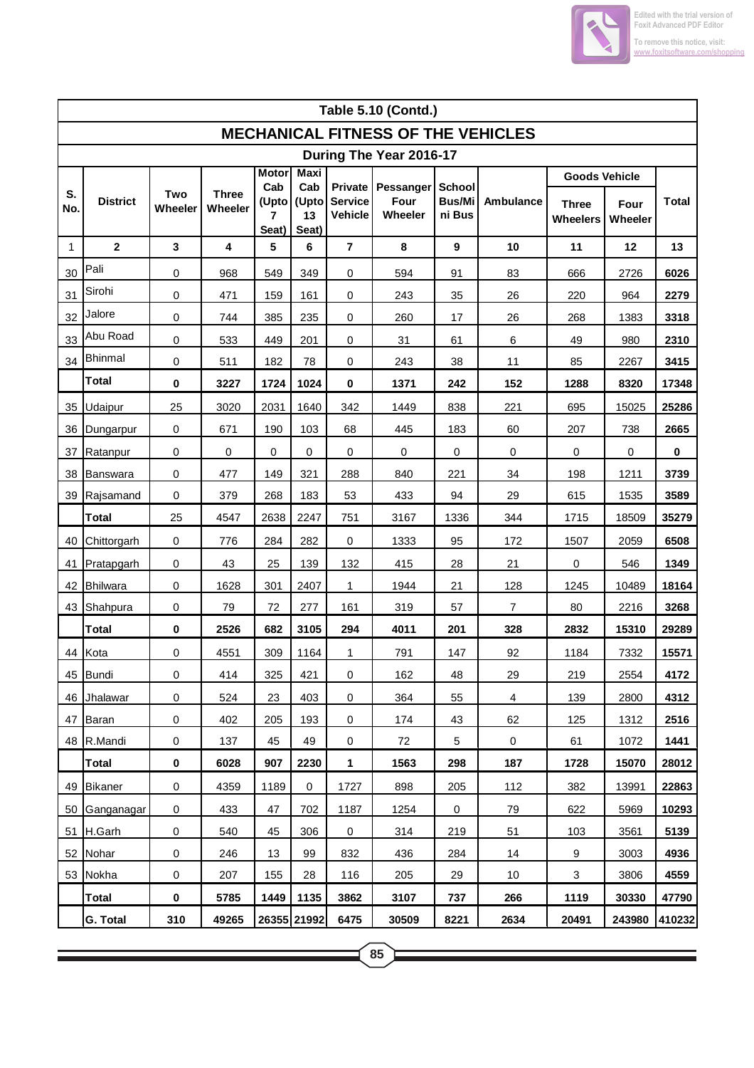## Table 5.10 (Contd.)

## MECHANICAL FITNESS OF THE VEHICLES

### During The Year 2016-17

| S. No. | District | Two Wheeler | Three Wheeler | Motor Cab (Upto 7 Seat) | Maxi Cab (Upto 13 Seat) | Private Service Vehicle | Pessanger Four Wheeler | School Bus/Mini Bus | Ambulance | Goods Vehicle | | Total |
|---|---|---|---|---|---|---|---|---|---|---|---|---|
| | | | | | | | | | | Three Wheelers | Four Wheeler | |
| 1 | 2 | 3 | 4 | 5 | 6 | 7 | 8 | 9 | 10 | 11 | 12 | 13 |
| 30 | Pali | 0 | 968 | 549 | 349 | 0 | 594 | 91 | 83 | 666 | 2726 | **6026** |
| 31 | Sirohi | 0 | 471 | 159 | 161 | 0 | 243 | 35 | 26 | 220 | 964 | **2279** |
| 32 | Jalore | 0 | 744 | 385 | 235 | 0 | 260 | 17 | 26 | 268 | 1383 | **3318** |
| 33 | Abu Road | 0 | 533 | 449 | 201 | 0 | 31 | 61 | 6 | 49 | 980 | **2310** |
| 34 | Bhinmal | 0 | 511 | 182 | 78 | 0 | 243 | 38 | 11 | 85 | 2267 | **3415** |
| | **Total** | **0** | **3227** | **1724** | **1024** | **0** | **1371** | **242** | **152** | **1288** | **8320** | **17348** |
| 35 | Udaipur | 25 | 3020 | 2031 | 1640 | 342 | 1449 | 838 | 221 | 695 | 15025 | **25286** |
| 36 | Dungarpur | 0 | 671 | 190 | 103 | 68 | 445 | 183 | 60 | 207 | 738 | **2665** |
| 37 | Ratanpur | 0 | 0 | 0 | 0 | 0 | 0 | 0 | 0 | 0 | 0 | **0** |
| 38 | Banswara | 0 | 477 | 149 | 321 | 288 | 840 | 221 | 34 | 198 | 1211 | **3739** |
| 39 | Rajsamand | 0 | 379 | 268 | 183 | 53 | 433 | 94 | 29 | 615 | 1535 | **3589** |
| | **Total** | 25 | 4547 | 2638 | 2247 | 751 | 3167 | 1336 | 344 | 1715 | 18509 | **35279** |
| 40 | Chittorgarh | 0 | 776 | 284 | 282 | 0 | 1333 | 95 | 172 | 1507 | 2059 | **6508** |
| 41 | Pratapgarh | 0 | 43 | 25 | 139 | 132 | 415 | 28 | 21 | 0 | 546 | **1349** |
| 42 | Bhilwara | 0 | 1628 | 301 | 2407 | 1 | 1944 | 21 | 128 | 1245 | 10489 | **18164** |
| 43 | Shahpura | 0 | 79 | 72 | 277 | 161 | 319 | 57 | 7 | 80 | 2216 | **3268** |
| | **Total** | **0** | **2526** | **682** | **3105** | **294** | **4011** | **201** | **328** | **2832** | **15310** | **29289** |
| 44 | Kota | 0 | 4551 | 309 | 1164 | 1 | 791 | 147 | 92 | 1184 | 7332 | **15571** |
| 45 | Bundi | 0 | 414 | 325 | 421 | 0 | 162 | 48 | 29 | 219 | 2554 | **4172** |
| 46 | Jhalawar | 0 | 524 | 23 | 403 | 0 | 364 | 55 | 4 | 139 | 2800 | **4312** |
| 47 | Baran | 0 | 402 | 205 | 193 | 0 | 174 | 43 | 62 | 125 | 1312 | **2516** |
| 48 | R.Mandi | 0 | 137 | 45 | 49 | 0 | 72 | 5 | 0 | 61 | 1072 | **1441** |
| | **Total** | **0** | **6028** | **907** | **2230** | **1** | **1563** | **298** | **187** | **1728** | **15070** | **28012** |
| 49 | Bikaner | 0 | 4359 | 1189 | 0 | 1727 | 898 | 205 | 112 | 382 | 13991 | **22863** |
| 50 | Ganganagar | 0 | 433 | 47 | 702 | 1187 | 1254 | 0 | 79 | 622 | 5969 | **10293** |
| 51 | H.Garh | 0 | 540 | 45 | 306 | 0 | 314 | 219 | 51 | 103 | 3561 | **5139** |
| 52 | Nohar | 0 | 246 | 13 | 99 | 832 | 436 | 284 | 14 | 9 | 3003 | **4936** |
| 53 | Nokha | 0 | 207 | 155 | 28 | 116 | 205 | 29 | 10 | 3 | 3806 | **4559** |
| | **Total** | **0** | **5785** | **1449** | **1135** | **3862** | **3107** | **737** | **266** | **1119** | **30330** | **47790** |
| | **G. Total** | **310** | **49265** | **26355** | **21992** | **6475** | **30509** | **8221** | **2634** | **20491** | **243980** | **410232** |